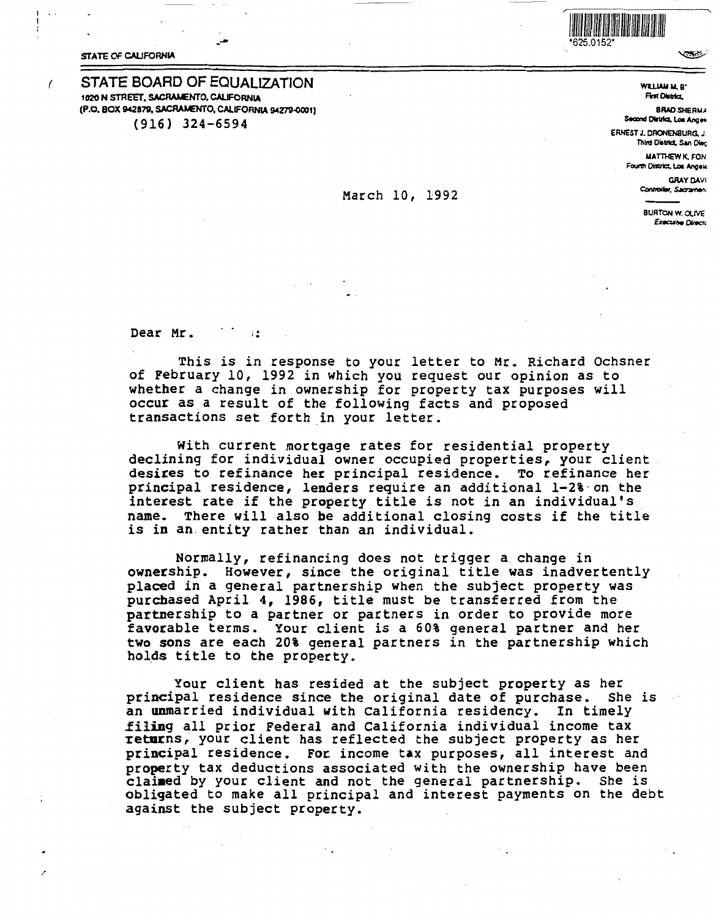*625.0152*

STATE OF CALIFORNIA

# STATE BOARD OF EQUALIZATION

1020 N STREET, SACRAMENTO, CALIFORNIA
(P.O. BOX 942879, SACRAMENTO, CALIFORNIA 94279-0001)
(916) 324-6594

WILLIAM M. B
First District,

BRAD SHERMA
Second District, Los Angeles

ERNEST J. DRONENBURG, J.
Third District, San Dieg

MATTHEW K. FON
Fourth District, Los Angele

GRAY DAVI
Controller, Sacramen

BURTON W. OLIVE
Executive Directo

March 10, 1992

Dear Mr. :

This is in response to your letter to Mr. Richard Ochsner of February 10, 1992 in which you request our opinion as to whether a change in ownership for property tax purposes will occur as a result of the following facts and proposed transactions set forth in your letter.

With current mortgage rates for residential property declining for individual owner occupied properties, your client desires to refinance her principal residence. To refinance her principal residence, lenders require an additional 1-2% on the interest rate if the property title is not in an individual's name. There will also be additional closing costs if the title is in an entity rather than an individual.

Normally, refinancing does not trigger a change in ownership. However, since the original title was inadvertently placed in a general partnership when the subject property was purchased April 4, 1986, title must be transferred from the partnership to a partner or partners in order to provide more favorable terms. Your client is a 60% general partner and her two sons are each 20% general partners in the partnership which holds title to the property.

Your client has resided at the subject property as her principal residence since the original date of purchase. She is an unmarried individual with California residency. In timely filing all prior Federal and California individual income tax returns, your client has reflected the subject property as her principal residence. For income tax purposes, all interest and property tax deductions associated with the ownership have been claimed by your client and not the general partnership. She is obligated to make all principal and interest payments on the debt against the subject property.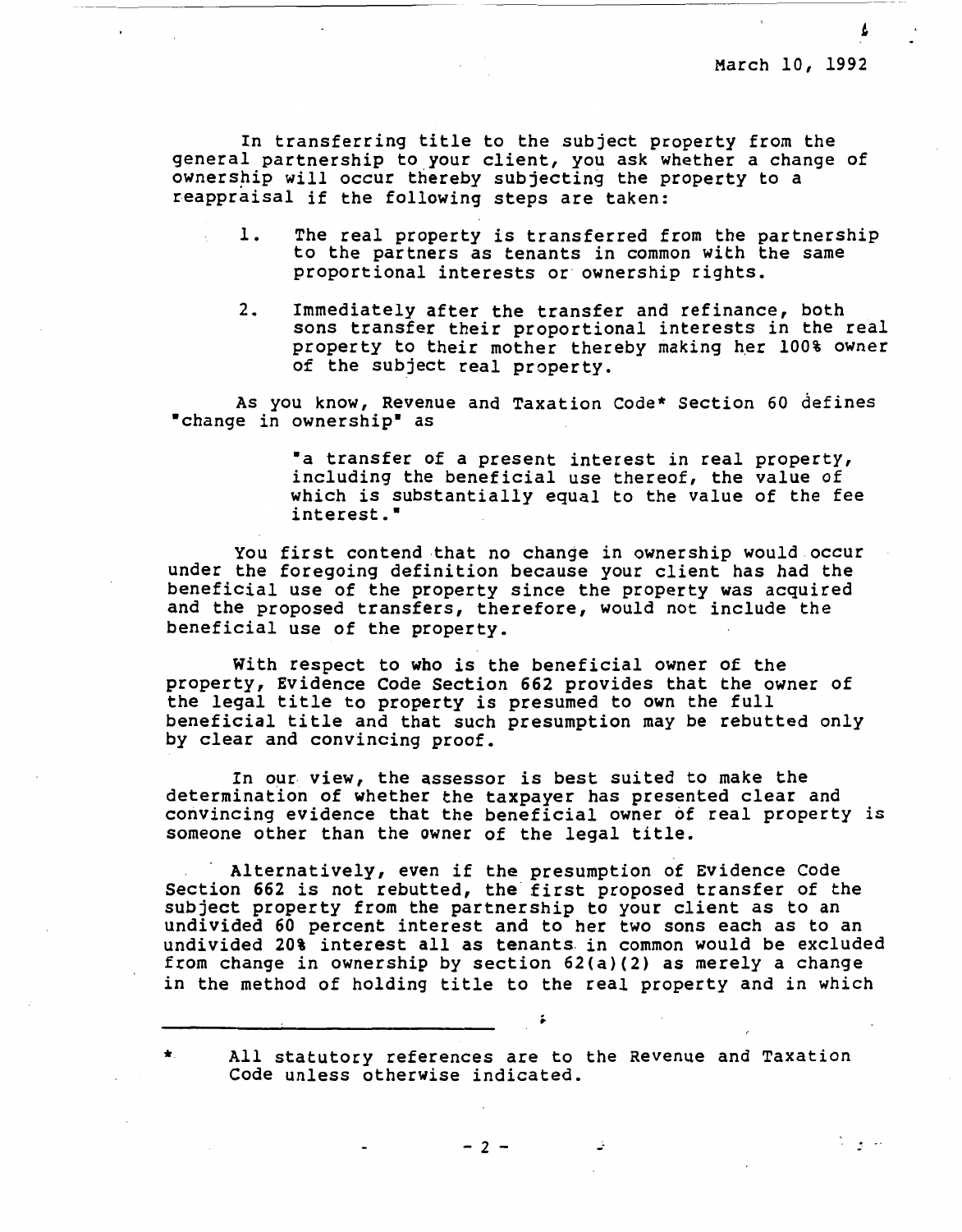March 10, 1992

In transferring title to the subject property from the general partnership to your client, you ask whether a change of ownership will occur thereby subjecting the property to a reappraisal if the following steps are taken:

1. The real property is transferred from the partnership to the partners as tenants in common with the same proportional interests or ownership rights.

2. Immediately after the transfer and refinance, both sons transfer their proportional interests in the real property to their mother thereby making her 100% owner of the subject real property.

As you know, Revenue and Taxation Code* Section 60 defines "change in ownership" as

> "a transfer of a present interest in real property, including the beneficial use thereof, the value of which is substantially equal to the value of the fee interest."

You first contend that no change in ownership would occur under the foregoing definition because your client has had the beneficial use of the property since the property was acquired and the proposed transfers, therefore, would not include the beneficial use of the property.

With respect to who is the beneficial owner of the property, Evidence Code Section 662 provides that the owner of the legal title to property is presumed to own the full beneficial title and that such presumption may be rebutted only by clear and convincing proof.

In our view, the assessor is best suited to make the determination of whether the taxpayer has presented clear and convincing evidence that the beneficial owner of real property is someone other than the owner of the legal title.

Alternatively, even if the presumption of Evidence Code Section 662 is not rebutted, the first proposed transfer of the subject property from the partnership to your client as to an undivided 60 percent interest and to her two sons each as to an undivided 20% interest all as tenants in common would be excluded from change in ownership by section 62(a)(2) as merely a change in the method of holding title to the real property and in which

---

* All statutory references are to the Revenue and Taxation Code unless otherwise indicated.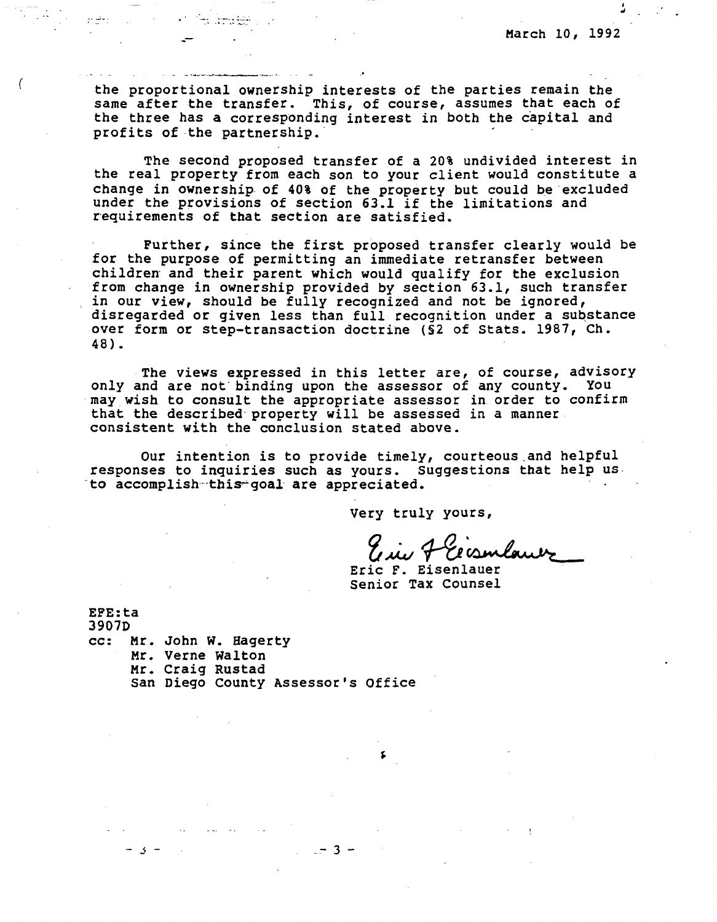the proportional ownership interests of the parties remain the same after the transfer. This, of course, assumes that each of the three has a corresponding interest in both the capital and profits of the partnership.

The second proposed transfer of a 20% undivided interest in the real property from each son to your client would constitute a change in ownership of 40% of the property but could be excluded under the provisions of section 63.1 if the limitations and requirements of that section are satisfied.

Further, since the first proposed transfer clearly would be for the purpose of permitting an immediate retransfer between children and their parent which would qualify for the exclusion from change in ownership provided by section 63.1, such transfer in our view, should be fully recognized and not be ignored, disregarded or given less than full recognition under a substance over form or step-transaction doctrine (§2 of Stats. 1987, Ch. 48).

The views expressed in this letter are, of course, advisory only and are not binding upon the assessor of any county. You may wish to consult the appropriate assessor in order to confirm that the described property will be assessed in a manner consistent with the conclusion stated above.

Our intention is to provide timely, courteous and helpful responses to inquiries such as yours. Suggestions that help us to accomplish this goal are appreciated.

Very truly yours,

Eric F. Eisenlauer
Senior Tax Counsel

EFE:ta
3907D
cc: Mr. John W. Hagerty
Mr. Verne Walton
Mr. Craig Rustad
San Diego County Assessor's Office